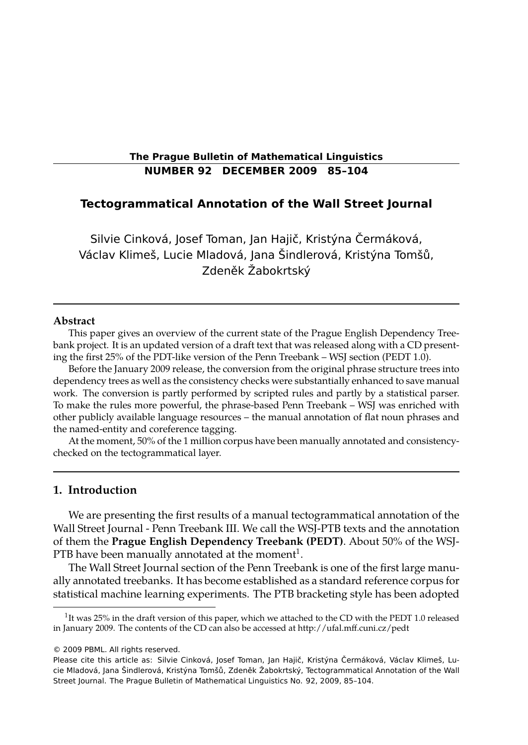The Prague Bulletin of Mathematical Linguistics
NUMBER 92 DECEMBER 2009 85–104

# Tectogrammatical Annotation of the Wall Street Journal

Silvie Cinková, Josef Toman, Jan Hajič, Kristýna Čermáková, Václav Klimeš, Lucie Mladová, Jana Šindlerová, Kristýna Tomšů, Zdeněk Žabokrtský

## Abstract

This paper gives an overview of the current state of the Prague English Dependency Treebank project. It is an updated version of a draft text that was released along with a CD presenting the first 25% of the PDT-like version of the Penn Treebank – WSJ section (PEDT 1.0).

Before the January 2009 release, the conversion from the original phrase structure trees into dependency trees as well as the consistency checks were substantially enhanced to save manual work. The conversion is partly performed by scripted rules and partly by a statistical parser. To make the rules more powerful, the phrase-based Penn Treebank – WSJ was enriched with other publicly available language resources – the manual annotation of flat noun phrases and the named-entity and coreference tagging.

At the moment, 50% of the 1 million corpus have been manually annotated and consistency-checked on the tectogrammatical layer.

## 1. Introduction

We are presenting the first results of a manual tectogrammatical annotation of the Wall Street Journal - Penn Treebank III. We call the WSJ-PTB texts and the annotation of them the **Prague English Dependency Treebank (PEDT)**. About 50% of the WSJ-PTB have been manually annotated at the moment[1].

The Wall Street Journal section of the Penn Treebank is one of the first large manually annotated treebanks. It has become established as a standard reference corpus for statistical machine learning experiments. The PTB bracketing style has been adopted

[1] It was 25% in the draft version of this paper, which we attached to the CD with the PEDT 1.0 released in January 2009. The contents of the CD can also be accessed at http://ufal.mff.cuni.cz/pedt

© 2009 PBML. All rights reserved.

Please cite this article as: Silvie Cinková, Josef Toman, Jan Hajič, Kristýna Čermáková, Václav Klimeš, Lucie Mladová, Jana Šindlerová, Kristýna Tomšů, Zdeněk Žabokrtský, Tectogrammatical Annotation of the Wall Street Journal. The Prague Bulletin of Mathematical Linguistics No. 92, 2009, 85–104.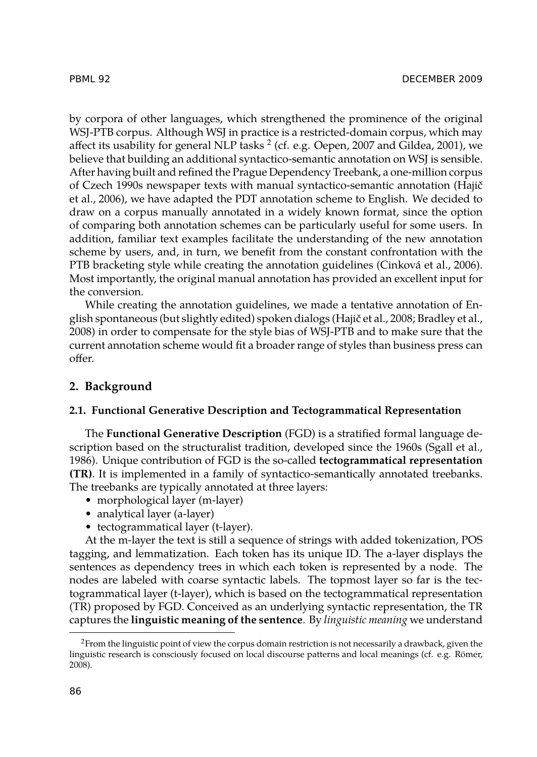by corpora of other languages, which strengthened the prominence of the original WSJ-PTB corpus. Although WSJ in practice is a restricted-domain corpus, which may affect its usability for general NLP tasks [2] (cf. e.g. Oepen, 2007 and Gildea, 2001), we believe that building an additional syntactico-semantic annotation on WSJ is sensible. After having built and refined the Prague Dependency Treebank, a one-million corpus of Czech 1990s newspaper texts with manual syntactico-semantic annotation (Hajič et al., 2006), we have adapted the PDT annotation scheme to English. We decided to draw on a corpus manually annotated in a widely known format, since the option of comparing both annotation schemes can be particularly useful for some users. In addition, familiar text examples facilitate the understanding of the new annotation scheme by users, and, in turn, we benefit from the constant confrontation with the PTB bracketing style while creating the annotation guidelines (Cinková et al., 2006). Most importantly, the original manual annotation has provided an excellent input for the conversion.

While creating the annotation guidelines, we made a tentative annotation of English spontaneous (but slightly edited) spoken dialogs (Hajič et al., 2008; Bradley et al., 2008) in order to compensate for the style bias of WSJ-PTB and to make sure that the current annotation scheme would fit a broader range of styles than business press can offer.

## 2. Background

### 2.1. Functional Generative Description and Tectogrammatical Representation

The **Functional Generative Description** (FGD) is a stratified formal language description based on the structuralist tradition, developed since the 1960s (Sgall et al., 1986). Unique contribution of FGD is the so-called **tectogrammatical representation (TR)**. It is implemented in a family of syntactico-semantically annotated treebanks. The treebanks are typically annotated at three layers:

- morphological layer (m-layer)
- analytical layer (a-layer)
- tectogrammatical layer (t-layer).

At the m-layer the text is still a sequence of strings with added tokenization, POS tagging, and lemmatization. Each token has its unique ID. The a-layer displays the sentences as dependency trees in which each token is represented by a node. The nodes are labeled with coarse syntactic labels. The topmost layer so far is the tectogrammatical layer (t-layer), which is based on the tectogrammatical representation (TR) proposed by FGD. Conceived as an underlying syntactic representation, the TR captures the **linguistic meaning of the sentence**. By *linguistic meaning* we understand

[2] From the linguistic point of view the corpus domain restriction is not necessarily a drawback, given the linguistic research is consciously focused on local discourse patterns and local meanings (cf. e.g. Römer, 2008).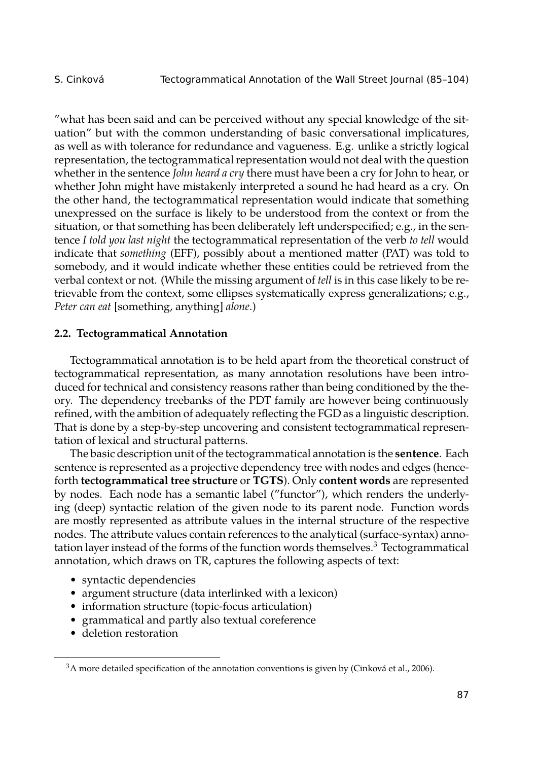"what has been said and can be perceived without any special knowledge of the situation" but with the common understanding of basic conversational implicatures, as well as with tolerance for redundance and vagueness. E.g. unlike a strictly logical representation, the tectogrammatical representation would not deal with the question whether in the sentence *John heard a cry* there must have been a cry for John to hear, or whether John might have mistakenly interpreted a sound he had heard as a cry. On the other hand, the tectogrammatical representation would indicate that something unexpressed on the surface is likely to be understood from the context or from the situation, or that something has been deliberately left underspecified; e.g., in the sentence *I told you last night* the tectogrammatical representation of the verb *to tell* would indicate that *something* (EFF), possibly about a mentioned matter (PAT) was told to somebody, and it would indicate whether these entities could be retrieved from the verbal context or not. (While the missing argument of *tell* is in this case likely to be retrievable from the context, some ellipses systematically express generalizations; e.g., *Peter can eat* [something, anything] *alone*.)

### 2.2. Tectogrammatical Annotation

Tectogrammatical annotation is to be held apart from the theoretical construct of tectogrammatical representation, as many annotation resolutions have been introduced for technical and consistency reasons rather than being conditioned by the theory. The dependency treebanks of the PDT family are however being continuously refined, with the ambition of adequately reflecting the FGD as a linguistic description. That is done by a step-by-step uncovering and consistent tectogrammatical representation of lexical and structural patterns.

The basic description unit of the tectogrammatical annotation is the **sentence**. Each sentence is represented as a projective dependency tree with nodes and edges (henceforth **tectogrammatical tree structure** or **TGTS**). Only **content words** are represented by nodes. Each node has a semantic label ("functor"), which renders the underlying (deep) syntactic relation of the given node to its parent node. Function words are mostly represented as attribute values in the internal structure of the respective nodes. The attribute values contain references to the analytical (surface-syntax) annotation layer instead of the forms of the function words themselves.[3] Tectogrammatical annotation, which draws on TR, captures the following aspects of text:

- syntactic dependencies
- argument structure (data interlinked with a lexicon)
- information structure (topic-focus articulation)
- grammatical and partly also textual coreference
- deletion restoration

[3] A more detailed specification of the annotation conventions is given by (Cinková et al., 2006).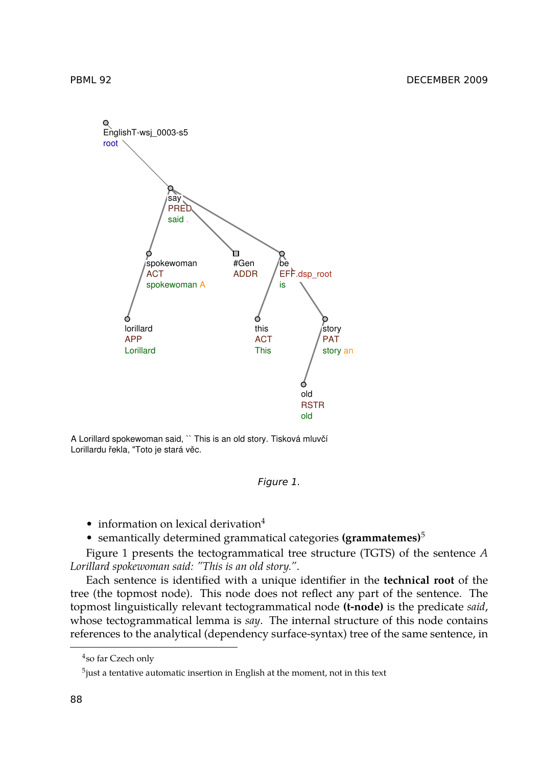EnglishT-wsj_0003-s5
root

say
PRED
said .

spokewoman
ACT
spokewoman A

#Gen
ADDR

be
EFF.dsp_root
is

lorillard
APP
Lorillard

this
ACT
This

story
PAT
story an

old
RSTR
old

A Lorillard spokewoman said, `` This is an old story. Tisková mluvčí Lorillardu řekla, "Toto je stará věc.

*Figure 1.*

- information on lexical derivation[4]
- semantically determined grammatical categories **(grammatemes)**[5]

Figure 1 presents the tectogrammatical tree structure (TGTS) of the sentence *A Lorillard spokewoman said: "This is an old story."*.

Each sentence is identified with a unique identifier in the **technical root** of the tree (the topmost node). This node does not reflect any part of the sentence. The topmost linguistically relevant tectogrammatical node **(t-node)** is the predicate *said*, whose tectogrammatical lemma is *say*. The internal structure of this node contains references to the analytical (dependency surface-syntax) tree of the same sentence, in

[4] so far Czech only

[5] just a tentative automatic insertion in English at the moment, not in this text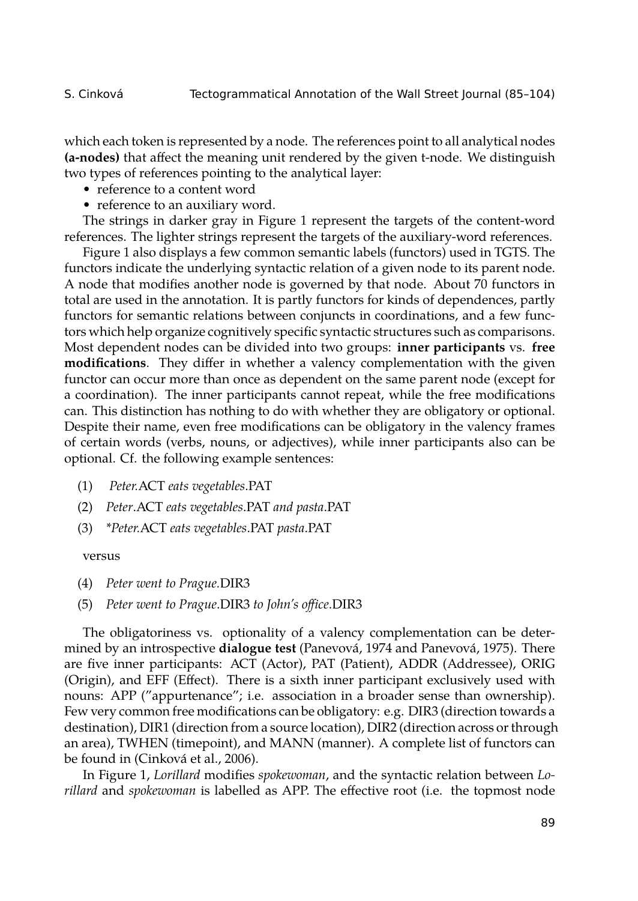which each token is represented by a node. The references point to all analytical nodes **(a-nodes)** that affect the meaning unit rendered by the given t-node. We distinguish two types of references pointing to the analytical layer:

- reference to a content word
- reference to an auxiliary word.

The strings in darker gray in Figure 1 represent the targets of the content-word references. The lighter strings represent the targets of the auxiliary-word references.

Figure 1 also displays a few common semantic labels (functors) used in TGTS. The functors indicate the underlying syntactic relation of a given node to its parent node. A node that modifies another node is governed by that node. About 70 functors in total are used in the annotation. It is partly functors for kinds of dependences, partly functors for semantic relations between conjuncts in coordinations, and a few functors which help organize cognitively specific syntactic structures such as comparisons. Most dependent nodes can be divided into two groups: **inner participants** vs. **free modifications**. They differ in whether a valency complementation with the given functor can occur more than once as dependent on the same parent node (except for a coordination). The inner participants cannot repeat, while the free modifications can. This distinction has nothing to do with whether they are obligatory or optional. Despite their name, even free modifications can be obligatory in the valency frames of certain words (verbs, nouns, or adjectives), while inner participants also can be optional. Cf. the following example sentences:

(1) *Peter*.ACT *eats vegetables*.PAT

(2) *Peter*.ACT *eats vegetables*.PAT *and pasta*.PAT

(3) *\*Peter*.ACT *eats vegetables*.PAT *pasta*.PAT

versus

(4) *Peter went to Prague*.DIR3

(5) *Peter went to Prague*.DIR3 *to John's office*.DIR3

The obligatoriness vs. optionality of a valency complementation can be determined by an introspective **dialogue test** (Panevová, 1974 and Panevová, 1975). There are five inner participants: ACT (Actor), PAT (Patient), ADDR (Addressee), ORIG (Origin), and EFF (Effect). There is a sixth inner participant exclusively used with nouns: APP ("appurtenance"; i.e. association in a broader sense than ownership). Few very common free modifications can be obligatory: e.g. DIR3 (direction towards a destination), DIR1 (direction from a source location), DIR2 (direction across or through an area), TWHEN (timepoint), and MANN (manner). A complete list of functors can be found in (Cinková et al., 2006).

In Figure 1, *Lorillard* modifies *spokewoman*, and the syntactic relation between *Lorillard* and *spokewoman* is labelled as APP. The effective root (i.e. the topmost node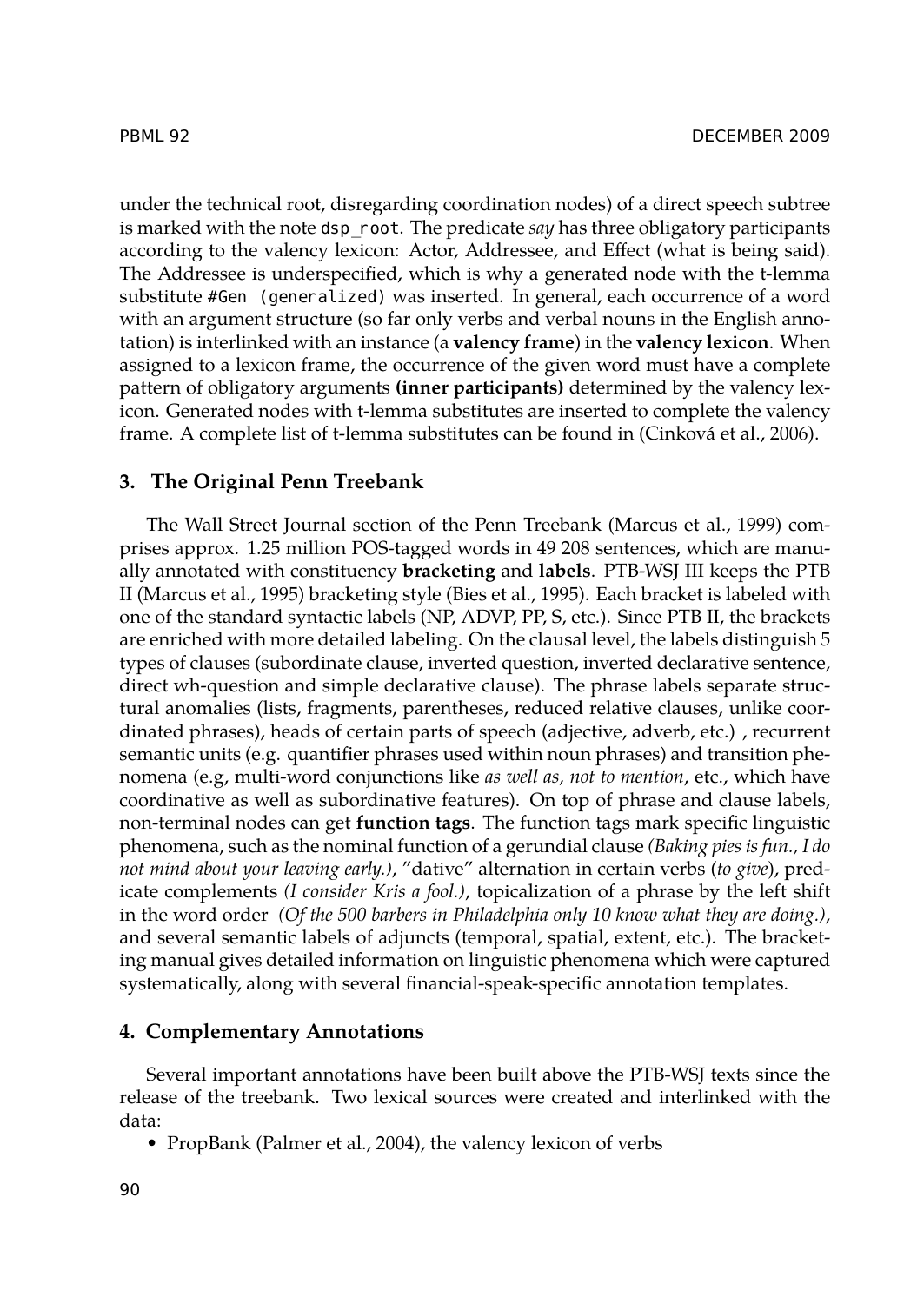under the technical root, disregarding coordination nodes) of a direct speech subtree is marked with the note `dsp_root`. The predicate *say* has three obligatory participants according to the valency lexicon: Actor, Addressee, and Effect (what is being said). The Addressee is underspecified, which is why a generated node with the t-lemma substitute `#Gen (generalized)` was inserted. In general, each occurrence of a word with an argument structure (so far only verbs and verbal nouns in the English annotation) is interlinked with an instance (a **valency frame**) in the **valency lexicon**. When assigned to a lexicon frame, the occurrence of the given word must have a complete pattern of obligatory arguments **(inner participants)** determined by the valency lexicon. Generated nodes with t-lemma substitutes are inserted to complete the valency frame. A complete list of t-lemma substitutes can be found in (Cinková et al., 2006).

## 3. The Original Penn Treebank

The Wall Street Journal section of the Penn Treebank (Marcus et al., 1999) comprises approx. 1.25 million POS-tagged words in 49 208 sentences, which are manually annotated with constituency **bracketing** and **labels**. PTB-WSJ III keeps the PTB II (Marcus et al., 1995) bracketing style (Bies et al., 1995). Each bracket is labeled with one of the standard syntactic labels (NP, ADVP, PP, S, etc.). Since PTB II, the brackets are enriched with more detailed labeling. On the clausal level, the labels distinguish 5 types of clauses (subordinate clause, inverted question, inverted declarative sentence, direct wh-question and simple declarative clause). The phrase labels separate structural anomalies (lists, fragments, parentheses, reduced relative clauses, unlike coordinated phrases), heads of certain parts of speech (adjective, adverb, etc.) , recurrent semantic units (e.g. quantifier phrases used within noun phrases) and transition phenomena (e.g, multi-word conjunctions like *as well as, not to mention*, etc., which have coordinative as well as subordinative features). On top of phrase and clause labels, non-terminal nodes can get **function tags**. The function tags mark specific linguistic phenomena, such as the nominal function of a gerundial clause *(Baking pies is fun., I do not mind about your leaving early.)*, "dative" alternation in certain verbs (*to give*), predicate complements *(I consider Kris a fool.)*, topicalization of a phrase by the left shift in the word order *(Of the 500 barbers in Philadelphia only 10 know what they are doing.)*, and several semantic labels of adjuncts (temporal, spatial, extent, etc.). The bracketing manual gives detailed information on linguistic phenomena which were captured systematically, along with several financial-speak-specific annotation templates.

## 4. Complementary Annotations

Several important annotations have been built above the PTB-WSJ texts since the release of the treebank. Two lexical sources were created and interlinked with the data:

- PropBank (Palmer et al., 2004), the valency lexicon of verbs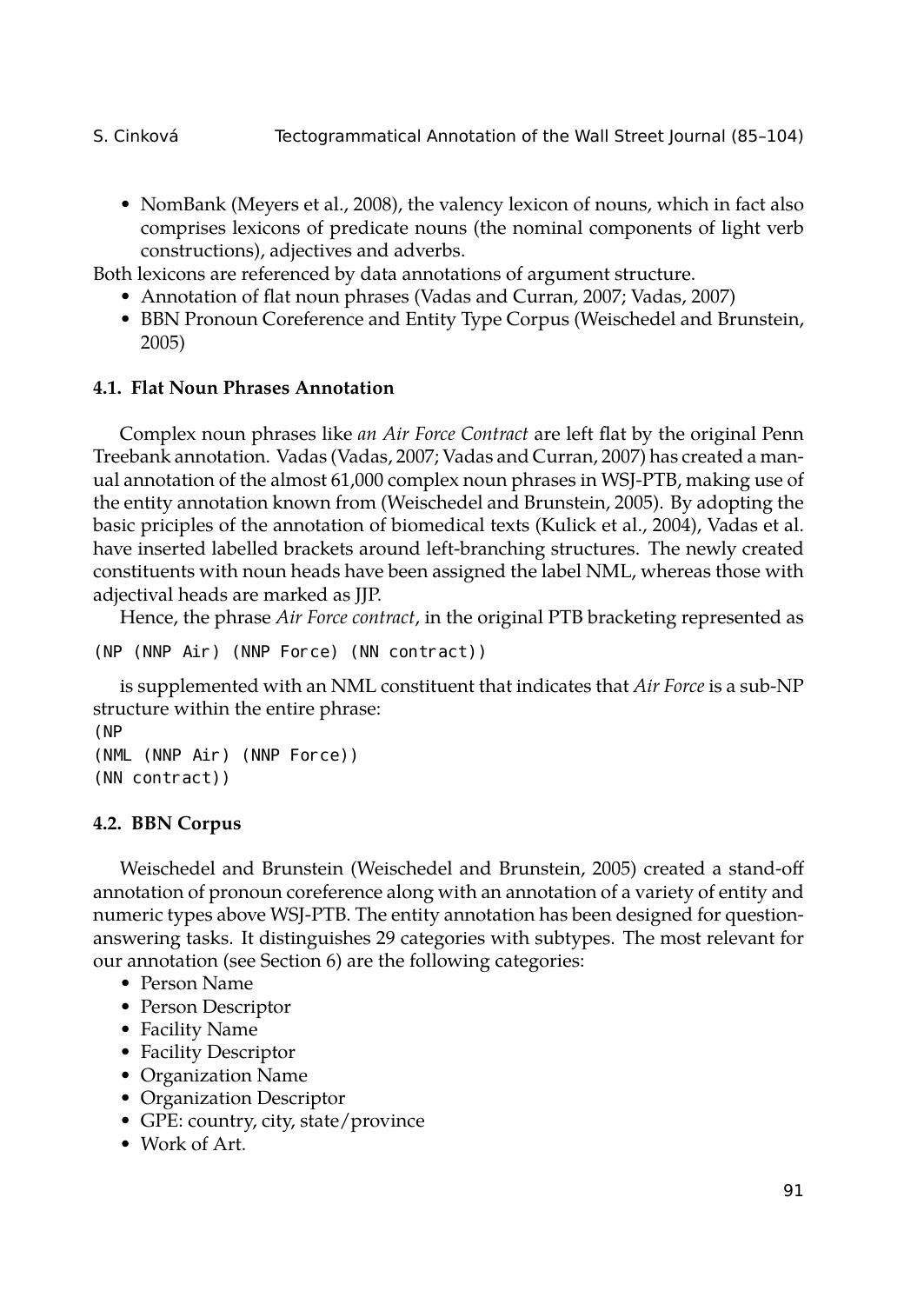- NomBank (Meyers et al., 2008), the valency lexicon of nouns, which in fact also comprises lexicons of predicate nouns (the nominal components of light verb constructions), adjectives and adverbs.

Both lexicons are referenced by data annotations of argument structure.

- Annotation of flat noun phrases (Vadas and Curran, 2007; Vadas, 2007)
- BBN Pronoun Coreference and Entity Type Corpus (Weischedel and Brunstein, 2005)

### 4.1. Flat Noun Phrases Annotation

Complex noun phrases like *an Air Force Contract* are left flat by the original Penn Treebank annotation. Vadas (Vadas, 2007; Vadas and Curran, 2007) has created a manual annotation of the almost 61,000 complex noun phrases in WSJ-PTB, making use of the entity annotation known from (Weischedel and Brunstein, 2005). By adopting the basic priciples of the annotation of biomedical texts (Kulick et al., 2004), Vadas et al. have inserted labelled brackets around left-branching structures. The newly created constituents with noun heads have been assigned the label NML, whereas those with adjectival heads are marked as JJP.

Hence, the phrase *Air Force contract*, in the original PTB bracketing represented as

```
(NP (NNP Air) (NNP Force) (NN contract))
```

is supplemented with an NML constituent that indicates that *Air Force* is a sub-NP structure within the entire phrase:

```
(NP
(NML (NNP Air) (NNP Force))
(NN contract))
```

### 4.2. BBN Corpus

Weischedel and Brunstein (Weischedel and Brunstein, 2005) created a stand-off annotation of pronoun coreference along with an annotation of a variety of entity and numeric types above WSJ-PTB. The entity annotation has been designed for question-answering tasks. It distinguishes 29 categories with subtypes. The most relevant for our annotation (see Section 6) are the following categories:

- Person Name
- Person Descriptor
- Facility Name
- Facility Descriptor
- Organization Name
- Organization Descriptor
- GPE: country, city, state/province
- Work of Art.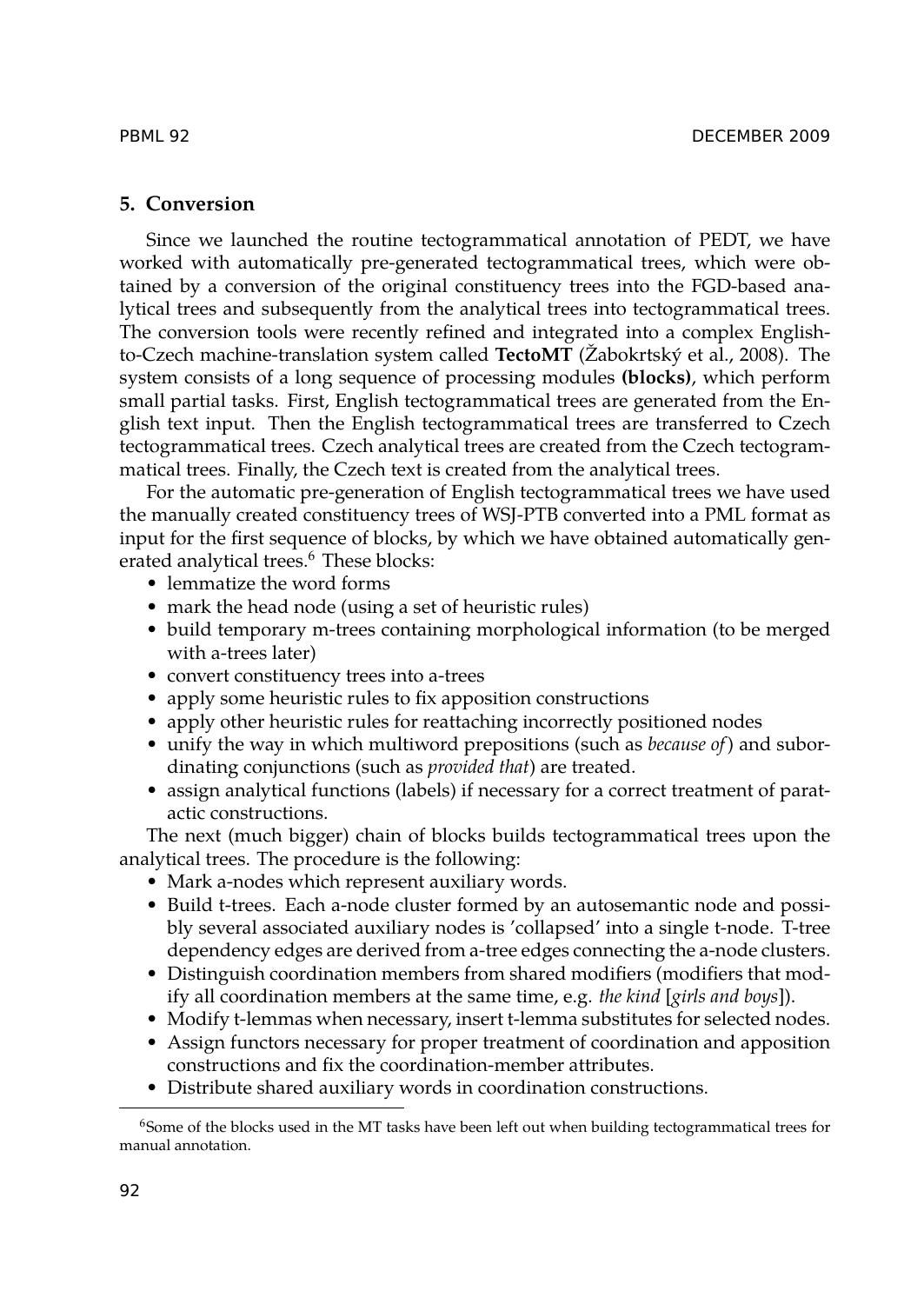## 5. Conversion

Since we launched the routine tectogrammatical annotation of PEDT, we have worked with automatically pre-generated tectogrammatical trees, which were obtained by a conversion of the original constituency trees into the FGD-based analytical trees and subsequently from the analytical trees into tectogrammatical trees. The conversion tools were recently refined and integrated into a complex English-to-Czech machine-translation system called **TectoMT** (Žabokrtský et al., 2008). The system consists of a long sequence of processing modules **(blocks)**, which perform small partial tasks. First, English tectogrammatical trees are generated from the English text input. Then the English tectogrammatical trees are transferred to Czech tectogrammatical trees. Czech analytical trees are created from the Czech tectogrammatical trees. Finally, the Czech text is created from the analytical trees.

For the automatic pre-generation of English tectogrammatical trees we have used the manually created constituency trees of WSJ-PTB converted into a PML format as input for the first sequence of blocks, by which we have obtained automatically generated analytical trees.[6] These blocks:

- lemmatize the word forms
- mark the head node (using a set of heuristic rules)
- build temporary m-trees containing morphological information (to be merged with a-trees later)
- convert constituency trees into a-trees
- apply some heuristic rules to fix apposition constructions
- apply other heuristic rules for reattaching incorrectly positioned nodes
- unify the way in which multiword prepositions (such as *because of*) and subordinating conjunctions (such as *provided that*) are treated.
- assign analytical functions (labels) if necessary for a correct treatment of paratactic constructions.

The next (much bigger) chain of blocks builds tectogrammatical trees upon the analytical trees. The procedure is the following:

- Mark a-nodes which represent auxiliary words.
- Build t-trees. Each a-node cluster formed by an autosemantic node and possibly several associated auxiliary nodes is 'collapsed' into a single t-node. T-tree dependency edges are derived from a-tree edges connecting the a-node clusters.
- Distinguish coordination members from shared modifiers (modifiers that modify all coordination members at the same time, e.g. *the kind* [*girls and boys*]).
- Modify t-lemmas when necessary, insert t-lemma substitutes for selected nodes.
- Assign functors necessary for proper treatment of coordination and apposition constructions and fix the coordination-member attributes.
- Distribute shared auxiliary words in coordination constructions.

[6] Some of the blocks used in the MT tasks have been left out when building tectogrammatical trees for manual annotation.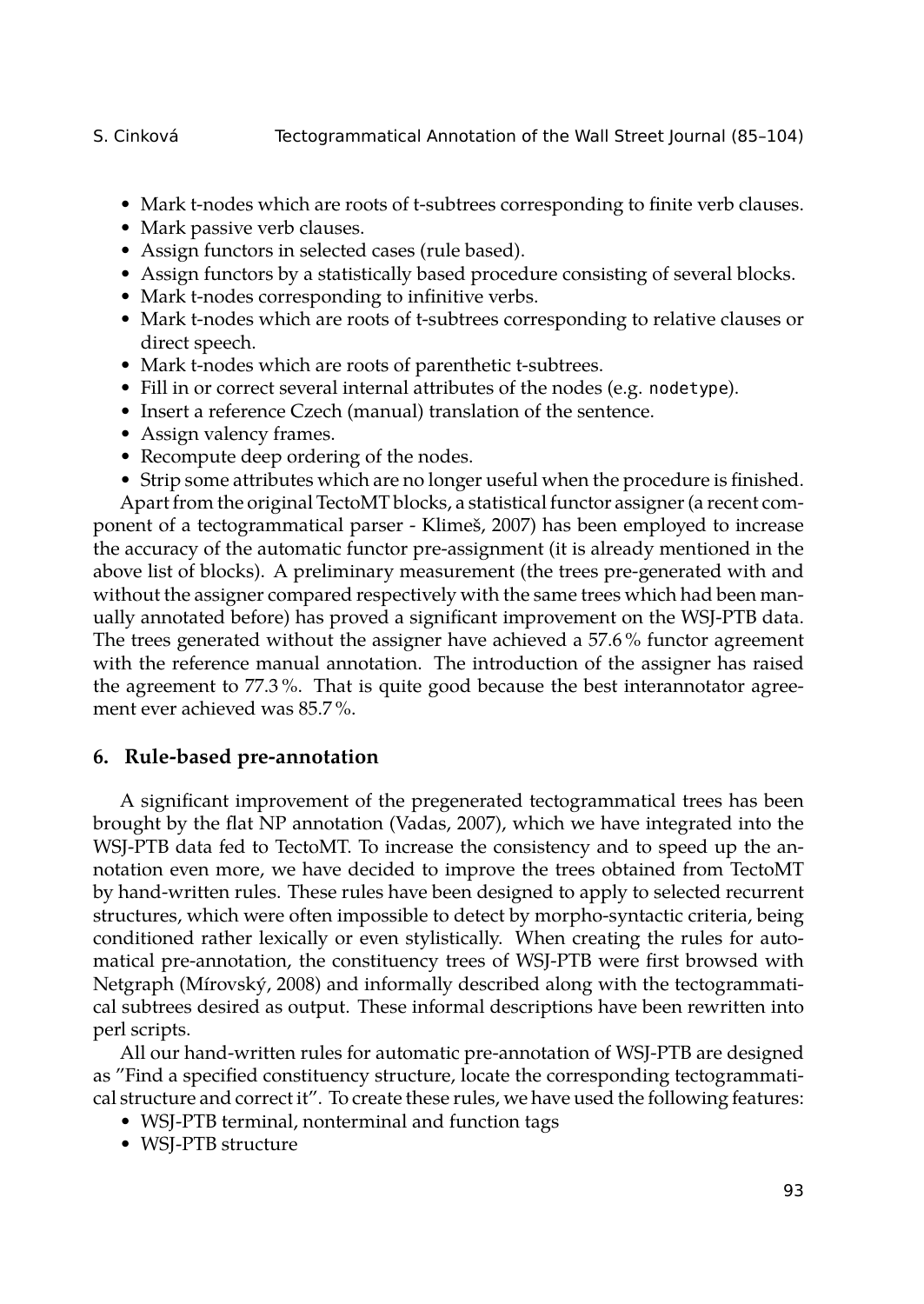- Mark t-nodes which are roots of t-subtrees corresponding to finite verb clauses.
- Mark passive verb clauses.
- Assign functors in selected cases (rule based).
- Assign functors by a statistically based procedure consisting of several blocks.
- Mark t-nodes corresponding to infinitive verbs.
- Mark t-nodes which are roots of t-subtrees corresponding to relative clauses or direct speech.
- Mark t-nodes which are roots of parenthetic t-subtrees.
- Fill in or correct several internal attributes of the nodes (e.g. `nodetype`).
- Insert a reference Czech (manual) translation of the sentence.
- Assign valency frames.
- Recompute deep ordering of the nodes.
- Strip some attributes which are no longer useful when the procedure is finished.

Apart from the original TectoMT blocks, a statistical functor assigner (a recent component of a tectogrammatical parser - Klimeš, 2007) has been employed to increase the accuracy of the automatic functor pre-assignment (it is already mentioned in the above list of blocks). A preliminary measurement (the trees pre-generated with and without the assigner compared respectively with the same trees which had been manually annotated before) has proved a significant improvement on the WSJ-PTB data. The trees generated without the assigner have achieved a 57.6 % functor agreement with the reference manual annotation. The introduction of the assigner has raised the agreement to 77.3 %. That is quite good because the best interannotator agreement ever achieved was 85.7 %.

## 6. Rule-based pre-annotation

A significant improvement of the pregenerated tectogrammatical trees has been brought by the flat NP annotation (Vadas, 2007), which we have integrated into the WSJ-PTB data fed to TectoMT. To increase the consistency and to speed up the annotation even more, we have decided to improve the trees obtained from TectoMT by hand-written rules. These rules have been designed to apply to selected recurrent structures, which were often impossible to detect by morpho-syntactic criteria, being conditioned rather lexically or even stylistically. When creating the rules for automatical pre-annotation, the constituency trees of WSJ-PTB were first browsed with Netgraph (Mírovský, 2008) and informally described along with the tectogrammatical subtrees desired as output. These informal descriptions have been rewritten into perl scripts.

All our hand-written rules for automatic pre-annotation of WSJ-PTB are designed as "Find a specified constituency structure, locate the corresponding tectogrammatical structure and correct it". To create these rules, we have used the following features:

- WSJ-PTB terminal, nonterminal and function tags
- WSJ-PTB structure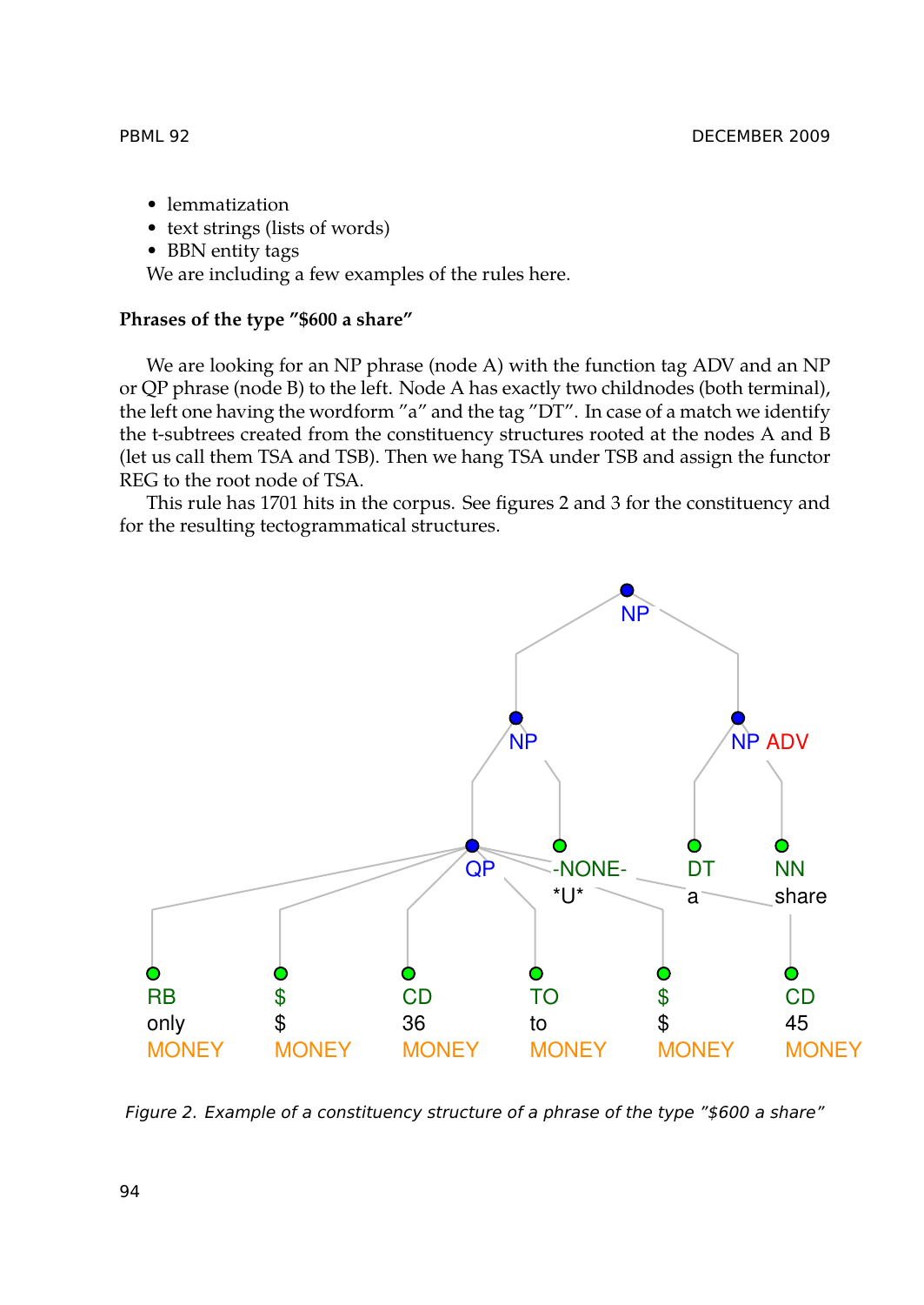- lemmatization
- text strings (lists of words)
- BBN entity tags

We are including a few examples of the rules here.

**Phrases of the type "$600 a share"**

We are looking for an NP phrase (node A) with the function tag ADV and an NP or QP phrase (node B) to the left. Node A has exactly two childnodes (both terminal), the left one having the wordform "a" and the tag "DT". In case of a match we identify the t-subtrees created from the constituency structures rooted at the nodes A and B (let us call them TSA and TSB). Then we hang TSA under TSB and assign the functor REG to the root node of TSA.

This rule has 1701 hits in the corpus. See figures 2 and 3 for the constituency and for the resulting tectogrammatical structures.

*Figure 2. Example of a constituency structure of a phrase of the type "$600 a share"*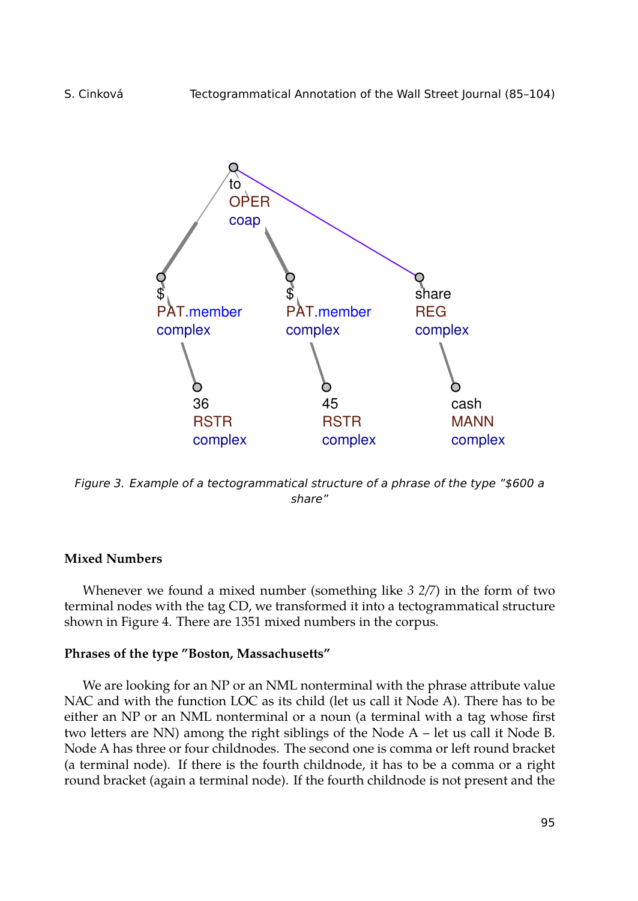*Figure 3. Example of a tectogrammatical structure of a phrase of the type "$600 a share"*

#### Mixed Numbers

Whenever we found a mixed number (something like *3 2/7*) in the form of two terminal nodes with the tag CD, we transformed it into a tectogrammatical structure shown in Figure 4. There are 1351 mixed numbers in the corpus.

#### Phrases of the type "Boston, Massachusetts"

We are looking for an NP or an NML nonterminal with the phrase attribute value NAC and with the function LOC as its child (let us call it Node A). There has to be either an NP or an NML nonterminal or a noun (a terminal with a tag whose first two letters are NN) among the right siblings of the Node A – let us call it Node B. Node A has three or four childnodes. The second one is comma or left round bracket (a terminal node). If there is the fourth childnode, it has to be a comma or a right round bracket (again a terminal node). If the fourth childnode is not present and the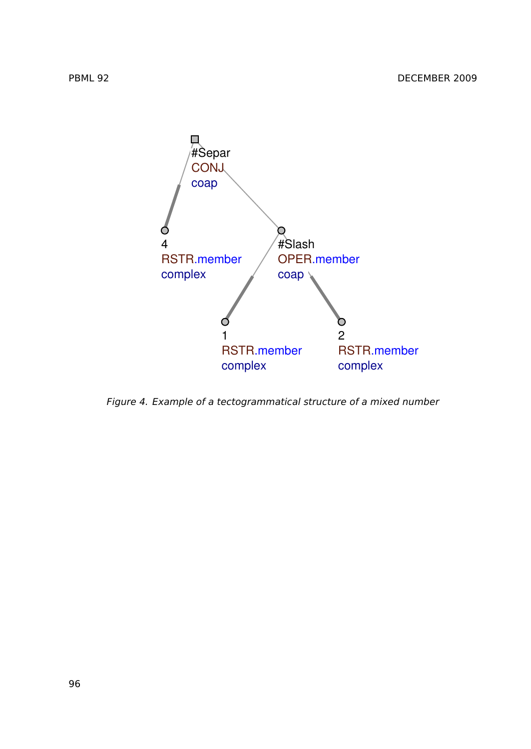#Separ
CONJ
coap

4
RSTR.member
complex

#Slash
OPER.member
coap

1
RSTR.member
complex

2
RSTR.member
complex

*Figure 4. Example of a tectogrammatical structure of a mixed number*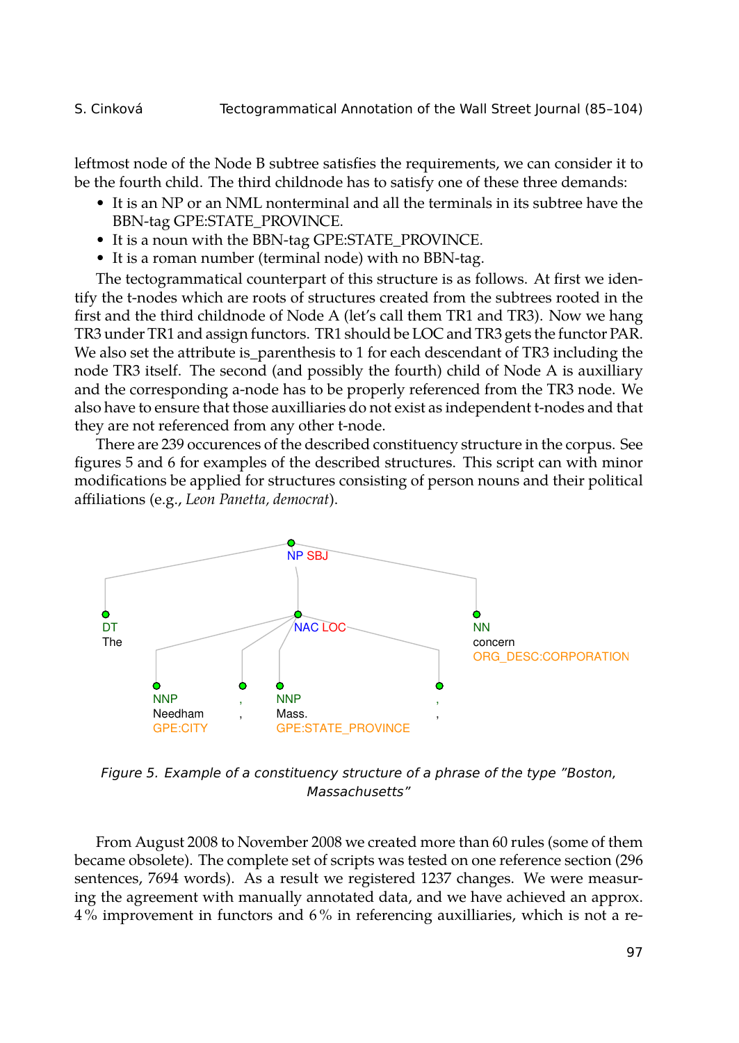leftmost node of the Node B subtree satisfies the requirements, we can consider it to be the fourth child. The third childnode has to satisfy one of these three demands:

- It is an NP or an NML nonterminal and all the terminals in its subtree have the BBN-tag GPE:STATE_PROVINCE.
- It is a noun with the BBN-tag GPE:STATE_PROVINCE.
- It is a roman number (terminal node) with no BBN-tag.

The tectogrammatical counterpart of this structure is as follows. At first we identify the t-nodes which are roots of structures created from the subtrees rooted in the first and the third childnode of Node A (let's call them TR1 and TR3). Now we hang TR3 under TR1 and assign functors. TR1 should be LOC and TR3 gets the functor PAR. We also set the attribute is_parenthesis to 1 for each descendant of TR3 including the node TR3 itself. The second (and possibly the fourth) child of Node A is auxilliary and the corresponding a-node has to be properly referenced from the TR3 node. We also have to ensure that those auxilliaries do not exist as independent t-nodes and that they are not referenced from any other t-node.

There are 239 occurences of the described constituency structure in the corpus. See figures 5 and 6 for examples of the described structures. This script can with minor modifications be applied for structures consisting of person nouns and their political affiliations (e.g., *Leon Panetta, democrat*).

*Figure 5. Example of a constituency structure of a phrase of the type "Boston, Massachusetts"*

From August 2008 to November 2008 we created more than 60 rules (some of them became obsolete). The complete set of scripts was tested on one reference section (296 sentences, 7694 words). As a result we registered 1237 changes. We were measuring the agreement with manually annotated data, and we have achieved an approx. 4 % improvement in functors and 6 % in referencing auxilliaries, which is not a re-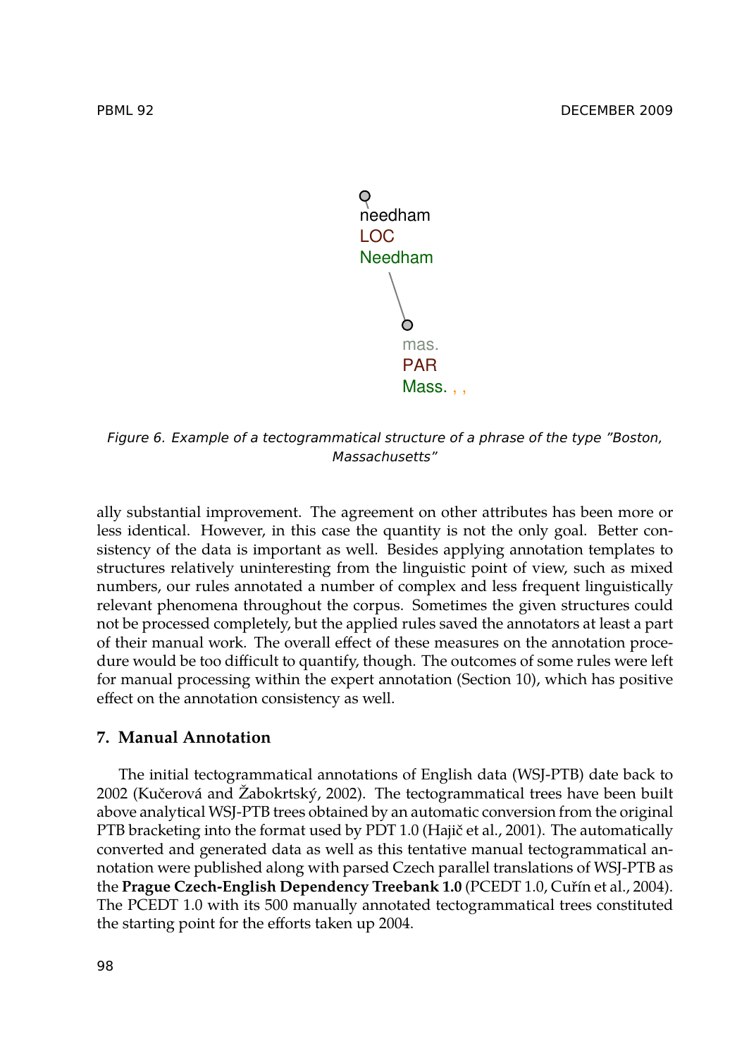needham
LOC
Needham

mas.
PAR
Mass. , ,

*Figure 6. Example of a tectogrammatical structure of a phrase of the type "Boston, Massachusetts"*

ally substantial improvement. The agreement on other attributes has been more or less identical. However, in this case the quantity is not the only goal. Better consistency of the data is important as well. Besides applying annotation templates to structures relatively uninteresting from the linguistic point of view, such as mixed numbers, our rules annotated a number of complex and less frequent linguistically relevant phenomena throughout the corpus. Sometimes the given structures could not be processed completely, but the applied rules saved the annotators at least a part of their manual work. The overall effect of these measures on the annotation procedure would be too difficult to quantify, though. The outcomes of some rules were left for manual processing within the expert annotation (Section 10), which has positive effect on the annotation consistency as well.

## 7. Manual Annotation

The initial tectogrammatical annotations of English data (WSJ-PTB) date back to 2002 (Kučerová and Žabokrtský, 2002). The tectogrammatical trees have been built above analytical WSJ-PTB trees obtained by an automatic conversion from the original PTB bracketing into the format used by PDT 1.0 (Hajič et al., 2001). The automatically converted and generated data as well as this tentative manual tectogrammatical annotation were published along with parsed Czech parallel translations of WSJ-PTB as the **Prague Czech-English Dependency Treebank 1.0** (PCEDT 1.0, Cuřín et al., 2004). The PCEDT 1.0 with its 500 manually annotated tectogrammatical trees constituted the starting point for the efforts taken up 2004.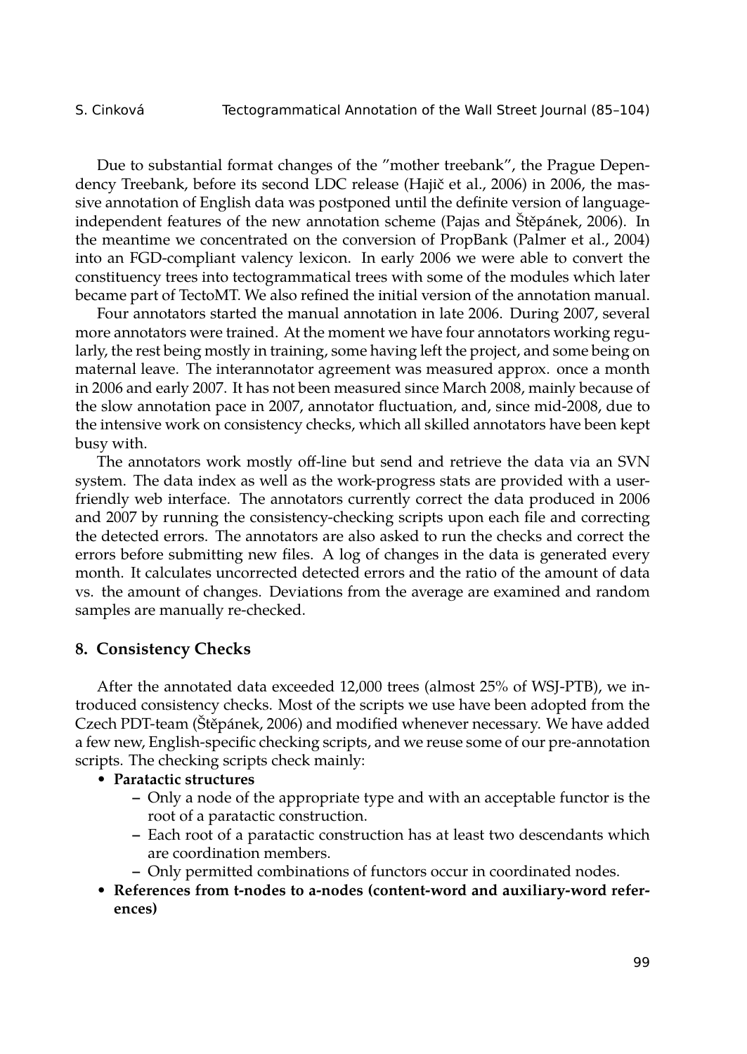Due to substantial format changes of the "mother treebank", the Prague Dependency Treebank, before its second LDC release (Hajič et al., 2006) in 2006, the massive annotation of English data was postponed until the definite version of language-independent features of the new annotation scheme (Pajas and Štěpánek, 2006). In the meantime we concentrated on the conversion of PropBank (Palmer et al., 2004) into an FGD-compliant valency lexicon. In early 2006 we were able to convert the constituency trees into tectogrammatical trees with some of the modules which later became part of TectoMT. We also refined the initial version of the annotation manual.

Four annotators started the manual annotation in late 2006. During 2007, several more annotators were trained. At the moment we have four annotators working regularly, the rest being mostly in training, some having left the project, and some being on maternal leave. The interannotator agreement was measured approx. once a month in 2006 and early 2007. It has not been measured since March 2008, mainly because of the slow annotation pace in 2007, annotator fluctuation, and, since mid-2008, due to the intensive work on consistency checks, which all skilled annotators have been kept busy with.

The annotators work mostly off-line but send and retrieve the data via an SVN system. The data index as well as the work-progress stats are provided with a user-friendly web interface. The annotators currently correct the data produced in 2006 and 2007 by running the consistency-checking scripts upon each file and correcting the detected errors. The annotators are also asked to run the checks and correct the errors before submitting new files. A log of changes in the data is generated every month. It calculates uncorrected detected errors and the ratio of the amount of data vs. the amount of changes. Deviations from the average are examined and random samples are manually re-checked.

## 8. Consistency Checks

After the annotated data exceeded 12,000 trees (almost 25% of WSJ-PTB), we introduced consistency checks. Most of the scripts we use have been adopted from the Czech PDT-team (Štěpánek, 2006) and modified whenever necessary. We have added a few new, English-specific checking scripts, and we reuse some of our pre-annotation scripts. The checking scripts check mainly:

- **Paratactic structures**
  - Only a node of the appropriate type and with an acceptable functor is the root of a paratactic construction.
  - Each root of a paratactic construction has at least two descendants which are coordination members.
  - Only permitted combinations of functors occur in coordinated nodes.
- **References from t-nodes to a-nodes (content-word and auxiliary-word references)**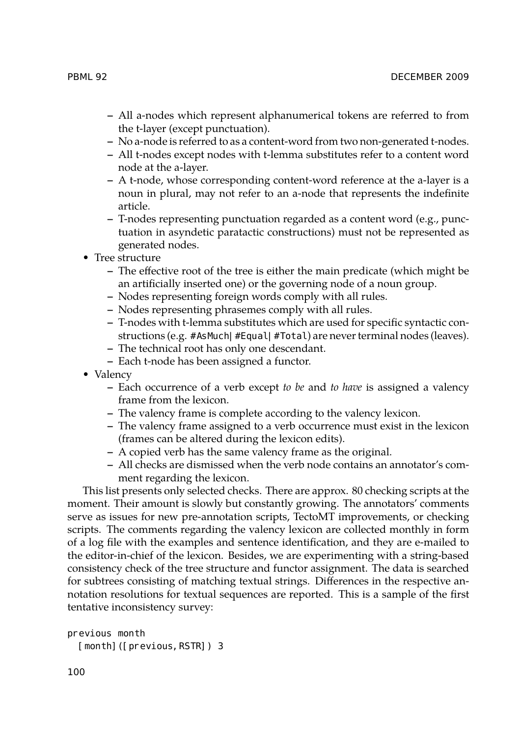- All a-nodes which represent alphanumerical tokens are referred to from the t-layer (except punctuation).
  - No a-node is referred to as a content-word from two non-generated t-nodes.
  - All t-nodes except nodes with t-lemma substitutes refer to a content word node at the a-layer.
  - A t-node, whose corresponding content-word reference at the a-layer is a noun in plural, may not refer to an a-node that represents the indefinite article.
  - T-nodes representing punctuation regarded as a content word (e.g., punctuation in asyndetic paratactic constructions) must not be represented as generated nodes.
- Tree structure
  - The effective root of the tree is either the main predicate (which might be an artificially inserted one) or the governing node of a noun group.
  - Nodes representing foreign words comply with all rules.
  - Nodes representing phrasemes comply with all rules.
  - T-nodes with t-lemma substitutes which are used for specific syntactic constructions (e.g. `#AsMuch|#Equal|#Total`) are never terminal nodes (leaves).
  - The technical root has only one descendant.
  - Each t-node has been assigned a functor.
- Valency
  - Each occurrence of a verb except *to be* and *to have* is assigned a valency frame from the lexicon.
  - The valency frame is complete according to the valency lexicon.
  - The valency frame assigned to a verb occurrence must exist in the lexicon (frames can be altered during the lexicon edits).
  - A copied verb has the same valency frame as the original.
  - All checks are dismissed when the verb node contains an annotator's comment regarding the lexicon.

This list presents only selected checks. There are approx. 80 checking scripts at the moment. Their amount is slowly but constantly growing. The annotators' comments serve as issues for new pre-annotation scripts, TectoMT improvements, or checking scripts. The comments regarding the valency lexicon are collected monthly in form of a log file with the examples and sentence identification, and they are e-mailed to the editor-in-chief of the lexicon. Besides, we are experimenting with a string-based consistency check of the tree structure and functor assignment. The data is searched for subtrees consisting of matching textual strings. Differences in the respective annotation resolutions for textual sequences are reported. This is a sample of the first tentative inconsistency survey:

```
previous month
  [month]([previous,RSTR]) 3
```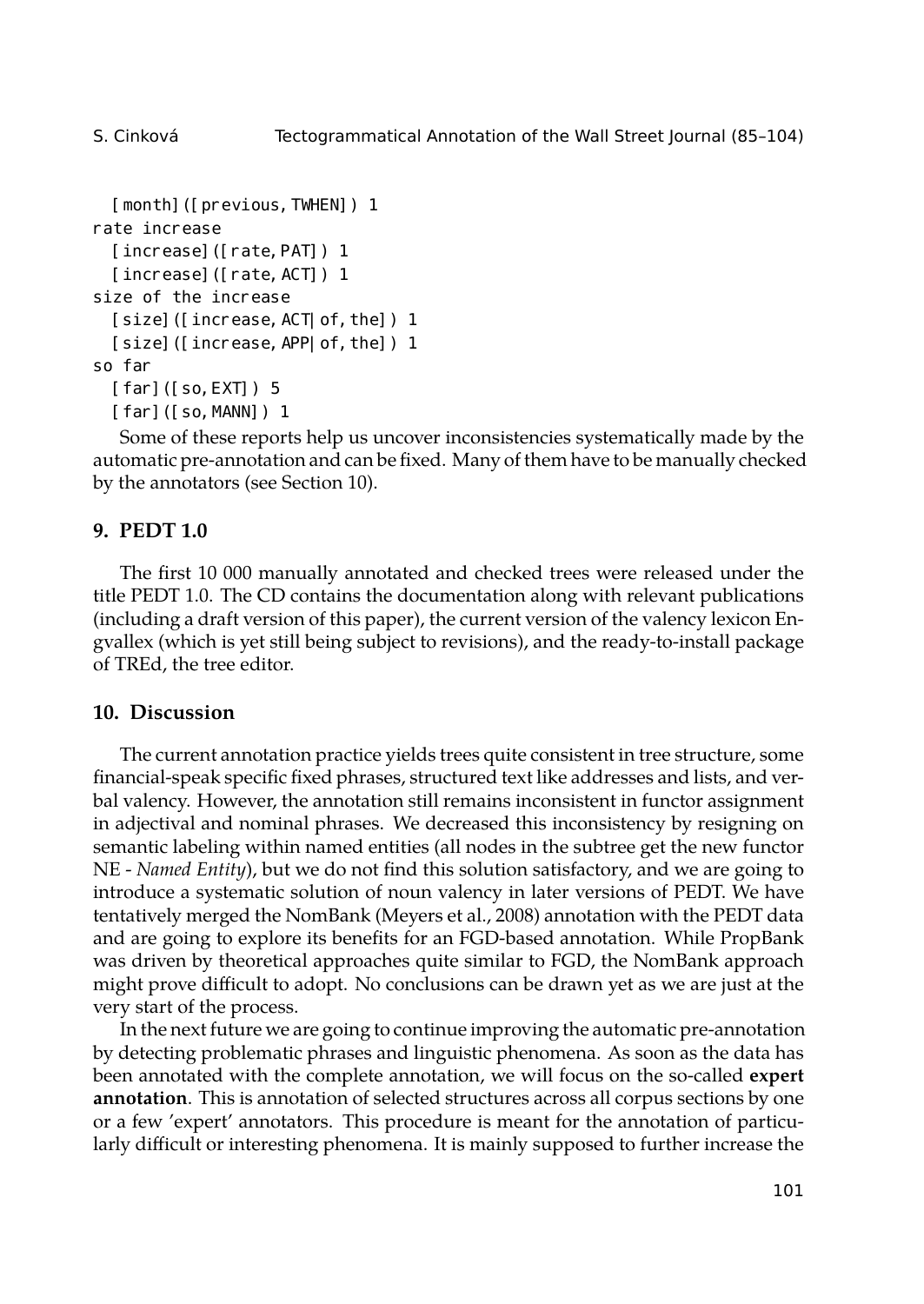```
  [month]([previous,TWHEN]) 1
rate increase
  [increase]([rate,PAT]) 1
  [increase]([rate,ACT]) 1
size of the increase
  [size]([increase,ACT|of,the]) 1
  [size]([increase,APP|of,the]) 1
so far
  [far]([so,EXT]) 5
  [far]([so,MANN]) 1
```

Some of these reports help us uncover inconsistencies systematically made by the automatic pre-annotation and can be fixed. Many of them have to be manually checked by the annotators (see Section 10).

## 9. PEDT 1.0

The first 10 000 manually annotated and checked trees were released under the title PEDT 1.0. The CD contains the documentation along with relevant publications (including a draft version of this paper), the current version of the valency lexicon Engvallex (which is yet still being subject to revisions), and the ready-to-install package of TREd, the tree editor.

## 10. Discussion

The current annotation practice yields trees quite consistent in tree structure, some financial-speak specific fixed phrases, structured text like addresses and lists, and verbal valency. However, the annotation still remains inconsistent in functor assignment in adjectival and nominal phrases. We decreased this inconsistency by resigning on semantic labeling within named entities (all nodes in the subtree get the new functor NE - *Named Entity*), but we do not find this solution satisfactory, and we are going to introduce a systematic solution of noun valency in later versions of PEDT. We have tentatively merged the NomBank (Meyers et al., 2008) annotation with the PEDT data and are going to explore its benefits for an FGD-based annotation. While PropBank was driven by theoretical approaches quite similar to FGD, the NomBank approach might prove difficult to adopt. No conclusions can be drawn yet as we are just at the very start of the process.

In the next future we are going to continue improving the automatic pre-annotation by detecting problematic phrases and linguistic phenomena. As soon as the data has been annotated with the complete annotation, we will focus on the so-called **expert annotation**. This is annotation of selected structures across all corpus sections by one or a few 'expert' annotators. This procedure is meant for the annotation of particularly difficult or interesting phenomena. It is mainly supposed to further increase the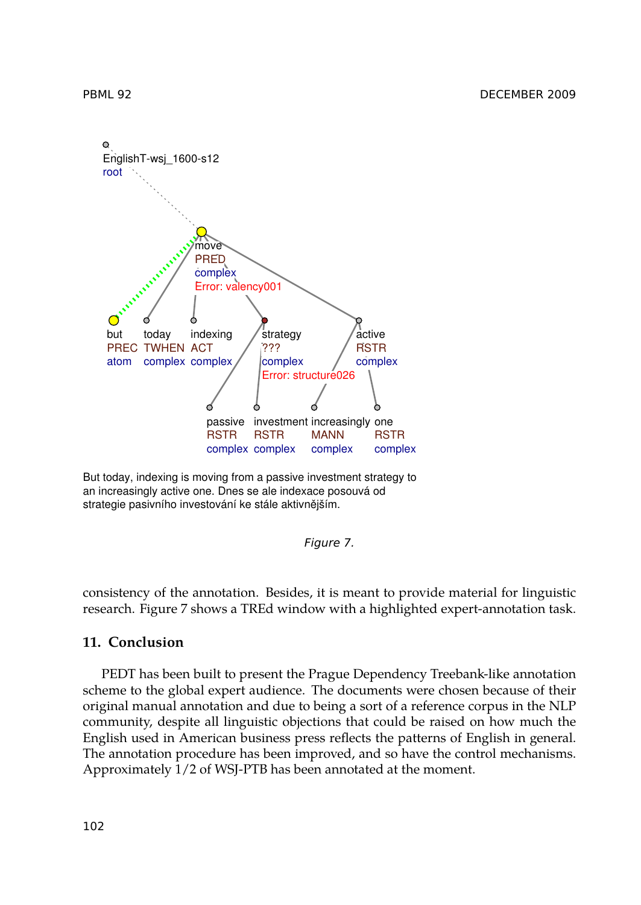But today, indexing is moving from a passive investment strategy to an increasingly active one. Dnes se ale indexace posouvá od strategie pasivního investování ke stále aktivnějším.

*Figure 7.*

consistency of the annotation. Besides, it is meant to provide material for linguistic research. Figure 7 shows a TREd window with a highlighted expert-annotation task.

## 11. Conclusion

PEDT has been built to present the Prague Dependency Treebank-like annotation scheme to the global expert audience. The documents were chosen because of their original manual annotation and due to being a sort of a reference corpus in the NLP community, despite all linguistic objections that could be raised on how much the English used in American business press reflects the patterns of English in general. The annotation procedure has been improved, and so have the control mechanisms. Approximately 1/2 of WSJ-PTB has been annotated at the moment.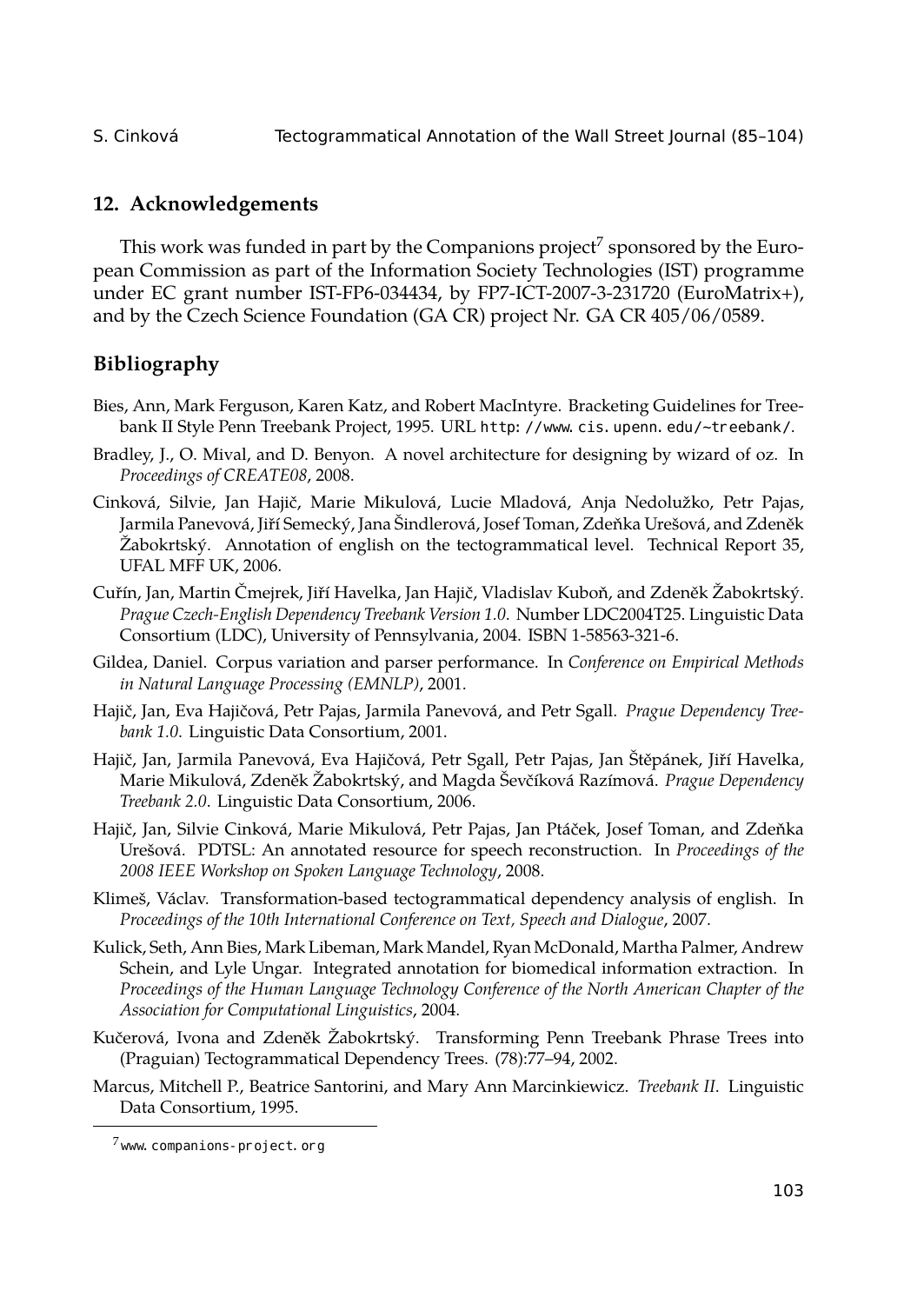## 12. Acknowledgements

This work was funded in part by the Companions project[7] sponsored by the European Commission as part of the Information Society Technologies (IST) programme under EC grant number IST-FP6-034434, by FP7-ICT-2007-3-231720 (EuroMatrix+), and by the Czech Science Foundation (GA CR) project Nr. GA CR 405/06/0589.

## Bibliography

Bies, Ann, Mark Ferguson, Karen Katz, and Robert MacIntyre. Bracketing Guidelines for Treebank II Style Penn Treebank Project, 1995. URL `http://www.cis.upenn.edu/~treebank/`.

Bradley, J., O. Mival, and D. Benyon. A novel architecture for designing by wizard of oz. In *Proceedings of CREATE08*, 2008.

Cinková, Silvie, Jan Hajič, Marie Mikulová, Lucie Mladová, Anja Nedolužko, Petr Pajas, Jarmila Panevová, Jiří Semecký, Jana Šindlerová, Josef Toman, Zdeňka Urešová, and Zdeněk Žabokrtský. Annotation of english on the tectogrammatical level. Technical Report 35, UFAL MFF UK, 2006.

Cuřín, Jan, Martin Čmejrek, Jiří Havelka, Jan Hajič, Vladislav Kuboň, and Zdeněk Žabokrtský. *Prague Czech-English Dependency Treebank Version 1.0*. Number LDC2004T25. Linguistic Data Consortium (LDC), University of Pennsylvania, 2004. ISBN 1-58563-321-6.

Gildea, Daniel. Corpus variation and parser performance. In *Conference on Empirical Methods in Natural Language Processing (EMNLP)*, 2001.

Hajič, Jan, Eva Hajičová, Petr Pajas, Jarmila Panevová, and Petr Sgall. *Prague Dependency Treebank 1.0*. Linguistic Data Consortium, 2001.

Hajič, Jan, Jarmila Panevová, Eva Hajičová, Petr Sgall, Petr Pajas, Jan Štěpánek, Jiří Havelka, Marie Mikulová, Zdeněk Žabokrtský, and Magda Ševčíková Razímová. *Prague Dependency Treebank 2.0*. Linguistic Data Consortium, 2006.

Hajič, Jan, Silvie Cinková, Marie Mikulová, Petr Pajas, Jan Ptáček, Josef Toman, and Zdeňka Urešová. PDTSL: An annotated resource for speech reconstruction. In *Proceedings of the 2008 IEEE Workshop on Spoken Language Technology*, 2008.

Klimeš, Václav. Transformation-based tectogrammatical dependency analysis of english. In *Proceedings of the 10th International Conference on Text, Speech and Dialogue*, 2007.

Kulick, Seth, Ann Bies, Mark Libeman, Mark Mandel, Ryan McDonald, Martha Palmer, Andrew Schein, and Lyle Ungar. Integrated annotation for biomedical information extraction. In *Proceedings of the Human Language Technology Conference of the North American Chapter of the Association for Computational Linguistics*, 2004.

Kučerová, Ivona and Zdeněk Žabokrtský. Transforming Penn Treebank Phrase Trees into (Praguian) Tectogrammatical Dependency Trees. (78):77–94, 2002.

Marcus, Mitchell P., Beatrice Santorini, and Mary Ann Marcinkiewicz. *Treebank II*. Linguistic Data Consortium, 1995.

[7] `www.companions-project.org`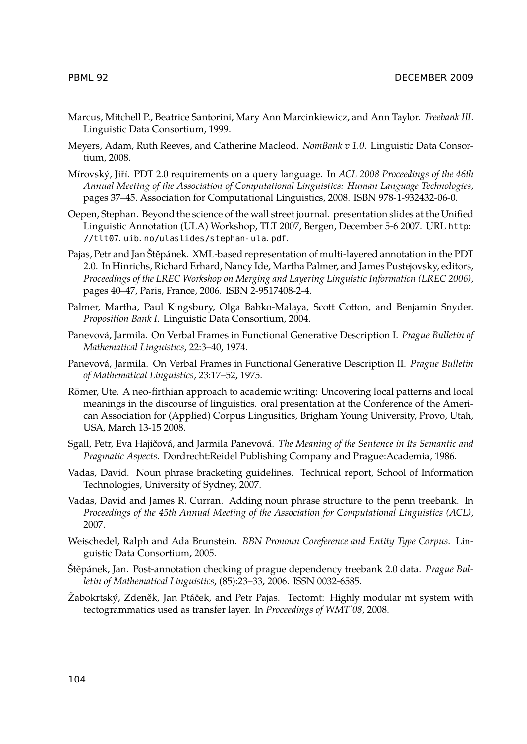Marcus, Mitchell P., Beatrice Santorini, Mary Ann Marcinkiewicz, and Ann Taylor. *Treebank III*. Linguistic Data Consortium, 1999.

Meyers, Adam, Ruth Reeves, and Catherine Macleod. *NomBank v 1.0*. Linguistic Data Consortium, 2008.

Mírovský, Jiří. PDT 2.0 requirements on a query language. In *ACL 2008 Proceedings of the 46th Annual Meeting of the Association of Computational Linguistics: Human Language Technologies*, pages 37–45. Association for Computational Linguistics, 2008. ISBN 978-1-932432-06-0.

Oepen, Stephan. Beyond the science of the wall street journal. presentation slides at the Unified Linguistic Annotation (ULA) Workshop, TLT 2007, Bergen, December 5-6 2007. URL `http://tlt07.uib.no/ulaslides/stephan-ula.pdf`.

Pajas, Petr and Jan Štěpánek. XML-based representation of multi-layered annotation in the PDT 2.0. In Hinrichs, Richard Erhard, Nancy Ide, Martha Palmer, and James Pustejovsky, editors, *Proceedings of the LREC Workshop on Merging and Layering Linguistic Information (LREC 2006)*, pages 40–47, Paris, France, 2006. ISBN 2-9517408-2-4.

Palmer, Martha, Paul Kingsbury, Olga Babko-Malaya, Scott Cotton, and Benjamin Snyder. *Proposition Bank I*. Linguistic Data Consortium, 2004.

Panevová, Jarmila. On Verbal Frames in Functional Generative Description I. *Prague Bulletin of Mathematical Linguistics*, 22:3–40, 1974.

Panevová, Jarmila. On Verbal Frames in Functional Generative Description II. *Prague Bulletin of Mathematical Linguistics*, 23:17–52, 1975.

Römer, Ute. A neo-firthian approach to academic writing: Uncovering local patterns and local meanings in the discourse of linguistics. oral presentation at the Conference of the American Association for (Applied) Corpus Lingusitics, Brigham Young University, Provo, Utah, USA, March 13-15 2008.

Sgall, Petr, Eva Hajičová, and Jarmila Panevová. *The Meaning of the Sentence in Its Semantic and Pragmatic Aspects*. Dordrecht:Reidel Publishing Company and Prague:Academia, 1986.

Vadas, David. Noun phrase bracketing guidelines. Technical report, School of Information Technologies, University of Sydney, 2007.

Vadas, David and James R. Curran. Adding noun phrase structure to the penn treebank. In *Proceedings of the 45th Annual Meeting of the Association for Computational Linguistics (ACL)*, 2007.

Weischedel, Ralph and Ada Brunstein. *BBN Pronoun Coreference and Entity Type Corpus*. Linguistic Data Consortium, 2005.

Štěpánek, Jan. Post-annotation checking of prague dependency treebank 2.0 data. *Prague Bulletin of Mathematical Linguistics*, (85):23–33, 2006. ISSN 0032-6585.

Žabokrtský, Zdeněk, Jan Ptáček, and Petr Pajas. Tectomt: Highly modular mt system with tectogrammatics used as transfer layer. In *Proceedings of WMT'08*, 2008.